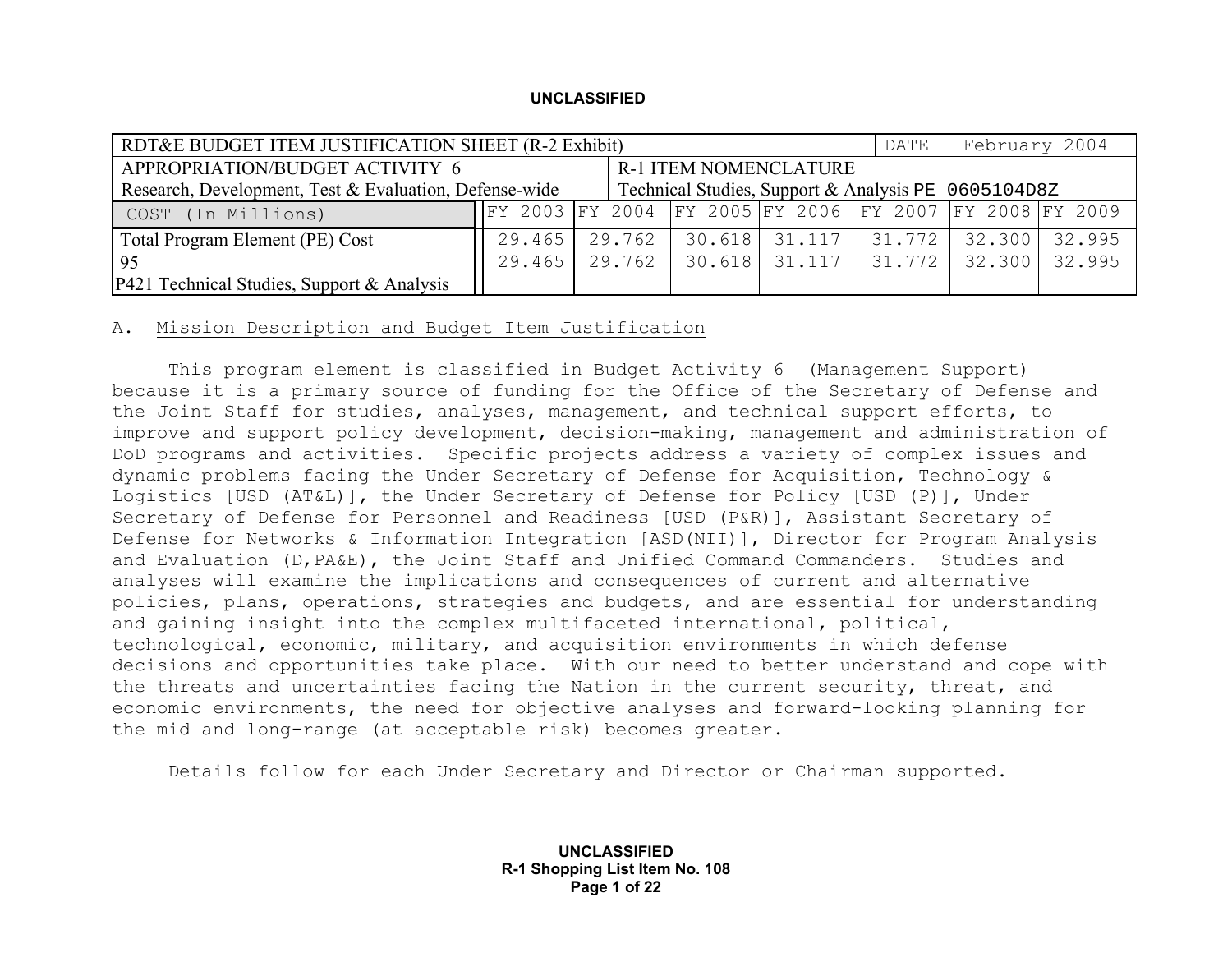**UNCLASSIFIED**

| RDT&E BUDGET ITEM JUSTIFICATION SHEET (R-2 Exhibit) | | | | | DATE February 2004 | | |
|---|---|---|---|---|---|---|---|
| APPROPRIATION/BUDGET ACTIVITY 6<br>Research, Development, Test & Evaluation, Defense-wide | | R-1 ITEM NOMENCLATURE<br>Technical Studies, Support & Analysis PE 0605104D8Z | | | | | |
| COST (In Millions) | FY 2003 | FY 2004 | FY 2005 | FY 2006 | FY 2007 | FY 2008 | FY 2009 |
| Total Program Element (PE) Cost | 29.465 | 29.762 | 30.618 | 31.117 | 31.772 | 32.300 | 32.995 |
| 95<br>P421 Technical Studies, Support & Analysis | 29.465 | 29.762 | 30.618 | 31.117 | 31.772 | 32.300 | 32.995 |

A. Mission Description and Budget Item Justification

This program element is classified in Budget Activity 6 (Management Support) because it is a primary source of funding for the Office of the Secretary of Defense and the Joint Staff for studies, analyses, management, and technical support efforts, to improve and support policy development, decision-making, management and administration of DoD programs and activities. Specific projects address a variety of complex issues and dynamic problems facing the Under Secretary of Defense for Acquisition, Technology & Logistics [USD (AT&L)], the Under Secretary of Defense for Policy [USD (P)], Under Secretary of Defense for Personnel and Readiness [USD (P&R)], Assistant Secretary of Defense for Networks & Information Integration [ASD(NII)], Director for Program Analysis and Evaluation (D,PA&E), the Joint Staff and Unified Command Commanders. Studies and analyses will examine the implications and consequences of current and alternative policies, plans, operations, strategies and budgets, and are essential for understanding and gaining insight into the complex multifaceted international, political, technological, economic, military, and acquisition environments in which defense decisions and opportunities take place. With our need to better understand and cope with the threats and uncertainties facing the Nation in the current security, threat, and economic environments, the need for objective analyses and forward-looking planning for the mid and long-range (at acceptable risk) becomes greater.

Details follow for each Under Secretary and Director or Chairman supported.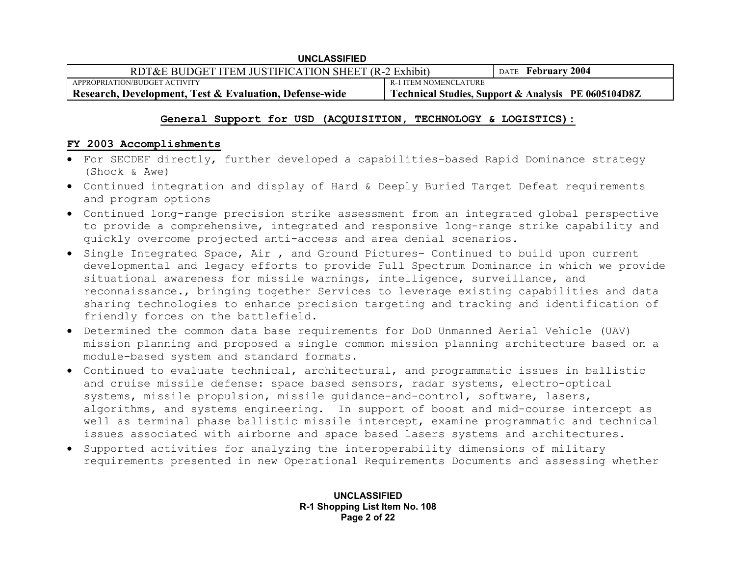| RDT&E BUDGET ITEM JUSTIFICATION SHEET (R-2 Exhibit) | DATE **February 2004** |
|---|---|
| APPROPRIATION/BUDGET ACTIVITY<br>**Research, Development, Test & Evaluation, Defense-wide** | R-1 ITEM NOMENCLATURE<br>**Technical Studies, Support & Analysis PE 0605104D8Z** |

## General Support for USD (ACQUISITION, TECHNOLOGY & LOGISTICS):

### FY 2003 Accomplishments

- For SECDEF directly, further developed a capabilities-based Rapid Dominance strategy (Shock & Awe)
- Continued integration and display of Hard & Deeply Buried Target Defeat requirements and program options
- Continued long-range precision strike assessment from an integrated global perspective to provide a comprehensive, integrated and responsive long-range strike capability and quickly overcome projected anti-access and area denial scenarios.
- Single Integrated Space, Air , and Ground Pictures– Continued to build upon current developmental and legacy efforts to provide Full Spectrum Dominance in which we provide situational awareness for missile warnings, intelligence, surveillance, and reconnaissance., bringing together Services to leverage existing capabilities and data sharing technologies to enhance precision targeting and tracking and identification of friendly forces on the battlefield.
- Determined the common data base requirements for DoD Unmanned Aerial Vehicle (UAV) mission planning and proposed a single common mission planning architecture based on a module-based system and standard formats.
- Continued to evaluate technical, architectural, and programmatic issues in ballistic and cruise missile defense: space based sensors, radar systems, electro-optical systems, missile propulsion, missile guidance-and-control, software, lasers, algorithms, and systems engineering. In support of boost and mid-course intercept as well as terminal phase ballistic missile intercept, examine programmatic and technical issues associated with airborne and space based lasers systems and architectures.
- Supported activities for analyzing the interoperability dimensions of military requirements presented in new Operational Requirements Documents and assessing whether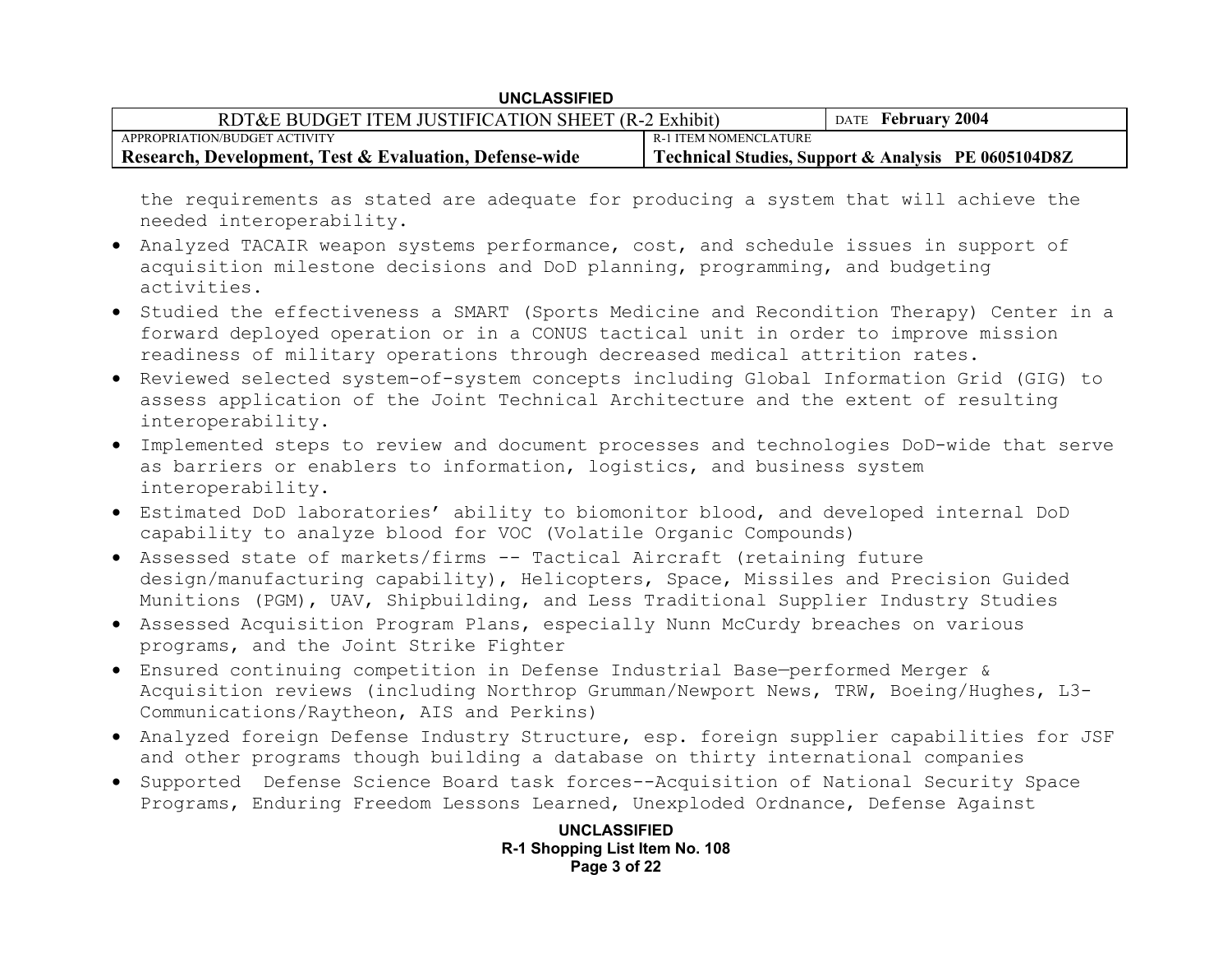the requirements as stated are adequate for producing a system that will achieve the needed interoperability.

- Analyzed TACAIR weapon systems performance, cost, and schedule issues in support of acquisition milestone decisions and DoD planning, programming, and budgeting activities.
- Studied the effectiveness a SMART (Sports Medicine and Recondition Therapy) Center in a forward deployed operation or in a CONUS tactical unit in order to improve mission readiness of military operations through decreased medical attrition rates.
- Reviewed selected system-of-system concepts including Global Information Grid (GIG) to assess application of the Joint Technical Architecture and the extent of resulting interoperability.
- Implemented steps to review and document processes and technologies DoD-wide that serve as barriers or enablers to information, logistics, and business system interoperability.
- Estimated DoD laboratories' ability to biomonitor blood, and developed internal DoD capability to analyze blood for VOC (Volatile Organic Compounds)
- Assessed state of markets/firms -- Tactical Aircraft (retaining future design/manufacturing capability), Helicopters, Space, Missiles and Precision Guided Munitions (PGM), UAV, Shipbuilding, and Less Traditional Supplier Industry Studies
- Assessed Acquisition Program Plans, especially Nunn McCurdy breaches on various programs, and the Joint Strike Fighter
- Ensured continuing competition in Defense Industrial Base—performed Merger & Acquisition reviews (including Northrop Grumman/Newport News, TRW, Boeing/Hughes, L3-Communications/Raytheon, AIS and Perkins)
- Analyzed foreign Defense Industry Structure, esp. foreign supplier capabilities for JSF and other programs though building a database on thirty international companies
- Supported Defense Science Board task forces--Acquisition of National Security Space Programs, Enduring Freedom Lessons Learned, Unexploded Ordnance, Defense Against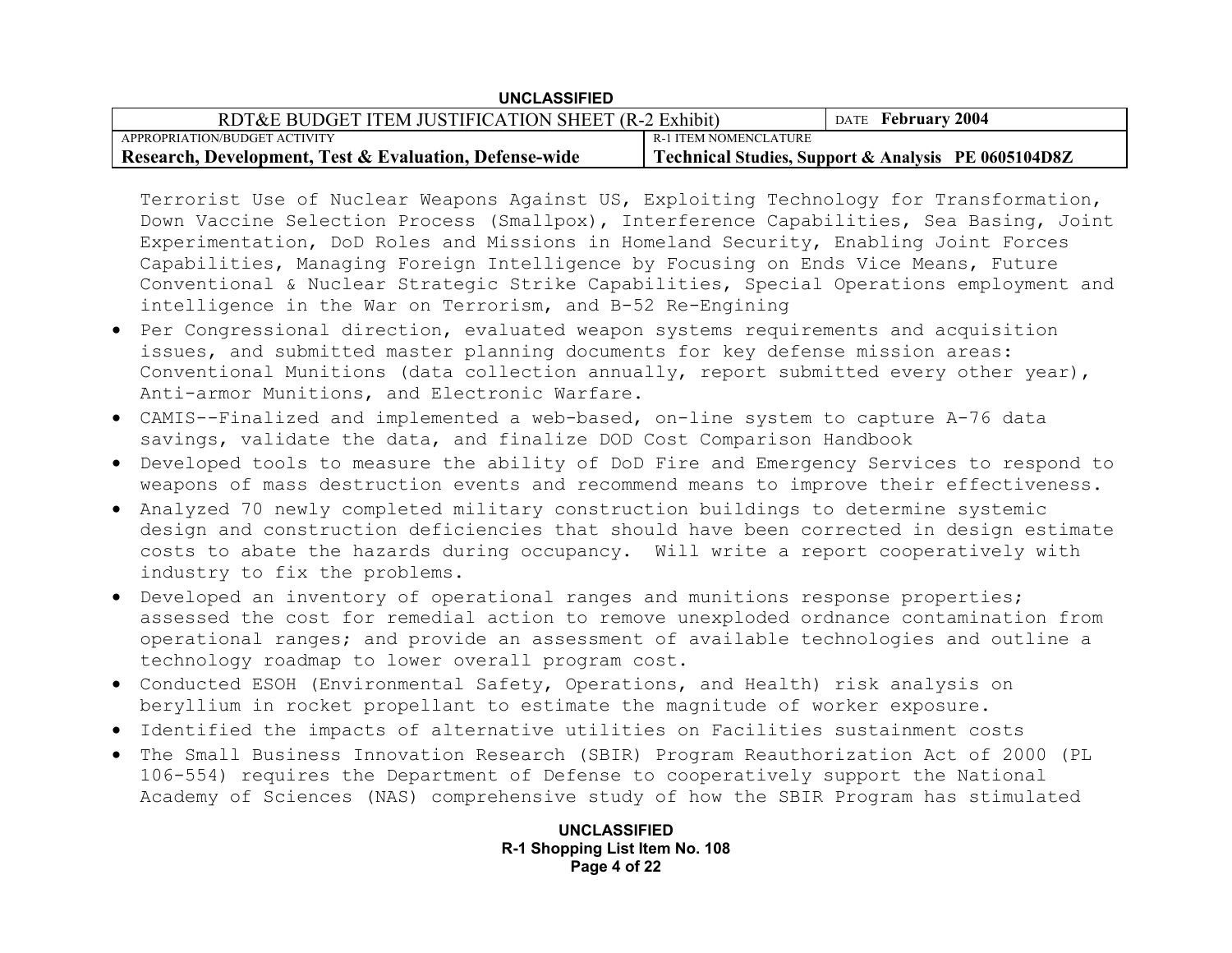Terrorist Use of Nuclear Weapons Against US, Exploiting Technology for Transformation, Down Vaccine Selection Process (Smallpox), Interference Capabilities, Sea Basing, Joint Experimentation, DoD Roles and Missions in Homeland Security, Enabling Joint Forces Capabilities, Managing Foreign Intelligence by Focusing on Ends Vice Means, Future Conventional & Nuclear Strategic Strike Capabilities, Special Operations employment and intelligence in the War on Terrorism, and B-52 Re-Engining

- Per Congressional direction, evaluated weapon systems requirements and acquisition issues, and submitted master planning documents for key defense mission areas: Conventional Munitions (data collection annually, report submitted every other year), Anti-armor Munitions, and Electronic Warfare.
- CAMIS--Finalized and implemented a web-based, on-line system to capture A-76 data savings, validate the data, and finalize DOD Cost Comparison Handbook
- Developed tools to measure the ability of DoD Fire and Emergency Services to respond to weapons of mass destruction events and recommend means to improve their effectiveness.
- Analyzed 70 newly completed military construction buildings to determine systemic design and construction deficiencies that should have been corrected in design estimate costs to abate the hazards during occupancy. Will write a report cooperatively with industry to fix the problems.
- Developed an inventory of operational ranges and munitions response properties; assessed the cost for remedial action to remove unexploded ordnance contamination from operational ranges; and provide an assessment of available technologies and outline a technology roadmap to lower overall program cost.
- Conducted ESOH (Environmental Safety, Operations, and Health) risk analysis on beryllium in rocket propellant to estimate the magnitude of worker exposure.
- Identified the impacts of alternative utilities on Facilities sustainment costs
- The Small Business Innovation Research (SBIR) Program Reauthorization Act of 2000 (PL 106-554) requires the Department of Defense to cooperatively support the National Academy of Sciences (NAS) comprehensive study of how the SBIR Program has stimulated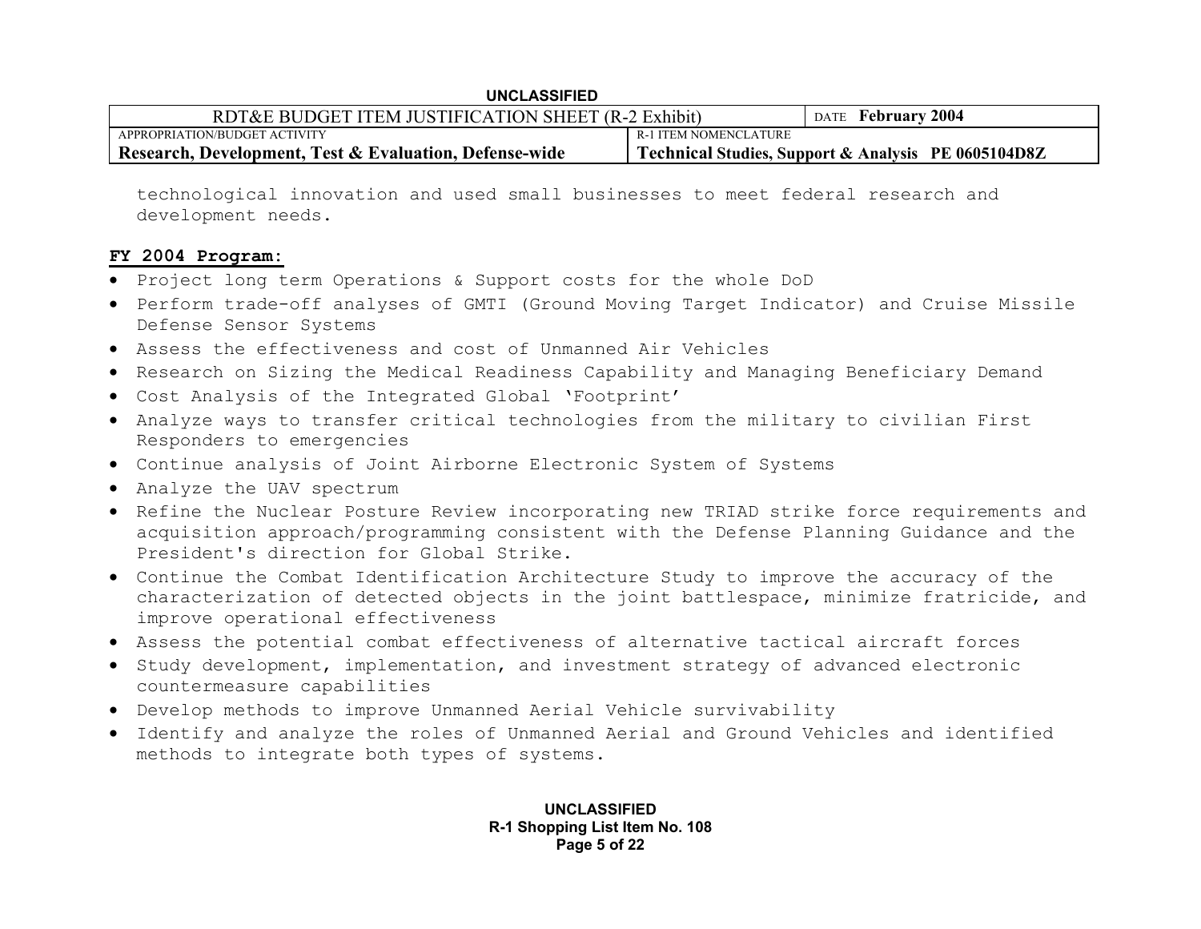technological innovation and used small businesses to meet federal research and development needs.

**FY 2004 Program:**

- Project long term Operations & Support costs for the whole DoD
- Perform trade-off analyses of GMTI (Ground Moving Target Indicator) and Cruise Missile Defense Sensor Systems
- Assess the effectiveness and cost of Unmanned Air Vehicles
- Research on Sizing the Medical Readiness Capability and Managing Beneficiary Demand
- Cost Analysis of the Integrated Global 'Footprint'
- Analyze ways to transfer critical technologies from the military to civilian First Responders to emergencies
- Continue analysis of Joint Airborne Electronic System of Systems
- Analyze the UAV spectrum
- Refine the Nuclear Posture Review incorporating new TRIAD strike force requirements and acquisition approach/programming consistent with the Defense Planning Guidance and the President's direction for Global Strike.
- Continue the Combat Identification Architecture Study to improve the accuracy of the characterization of detected objects in the joint battlespace, minimize fratricide, and improve operational effectiveness
- Assess the potential combat effectiveness of alternative tactical aircraft forces
- Study development, implementation, and investment strategy of advanced electronic countermeasure capabilities
- Develop methods to improve Unmanned Aerial Vehicle survivability
- Identify and analyze the roles of Unmanned Aerial and Ground Vehicles and identified methods to integrate both types of systems.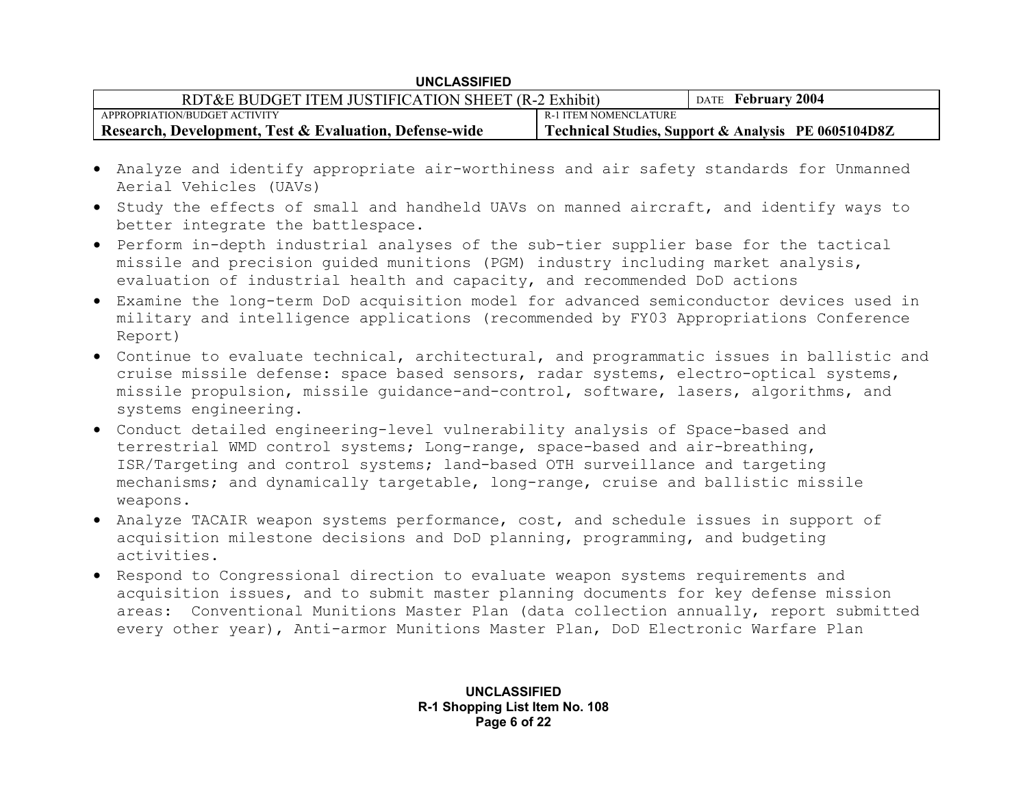- Analyze and identify appropriate air-worthiness and air safety standards for Unmanned Aerial Vehicles (UAVs)
- Study the effects of small and handheld UAVs on manned aircraft, and identify ways to better integrate the battlespace.
- Perform in-depth industrial analyses of the sub-tier supplier base for the tactical missile and precision guided munitions (PGM) industry including market analysis, evaluation of industrial health and capacity, and recommended DoD actions
- Examine the long-term DoD acquisition model for advanced semiconductor devices used in military and intelligence applications (recommended by FY03 Appropriations Conference Report)
- Continue to evaluate technical, architectural, and programmatic issues in ballistic and cruise missile defense: space based sensors, radar systems, electro-optical systems, missile propulsion, missile guidance-and-control, software, lasers, algorithms, and systems engineering.
- Conduct detailed engineering-level vulnerability analysis of Space-based and terrestrial WMD control systems; Long-range, space-based and air-breathing, ISR/Targeting and control systems; land-based OTH surveillance and targeting mechanisms; and dynamically targetable, long-range, cruise and ballistic missile weapons.
- Analyze TACAIR weapon systems performance, cost, and schedule issues in support of acquisition milestone decisions and DoD planning, programming, and budgeting activities.
- Respond to Congressional direction to evaluate weapon systems requirements and acquisition issues, and to submit master planning documents for key defense mission areas: Conventional Munitions Master Plan (data collection annually, report submitted every other year), Anti-armor Munitions Master Plan, DoD Electronic Warfare Plan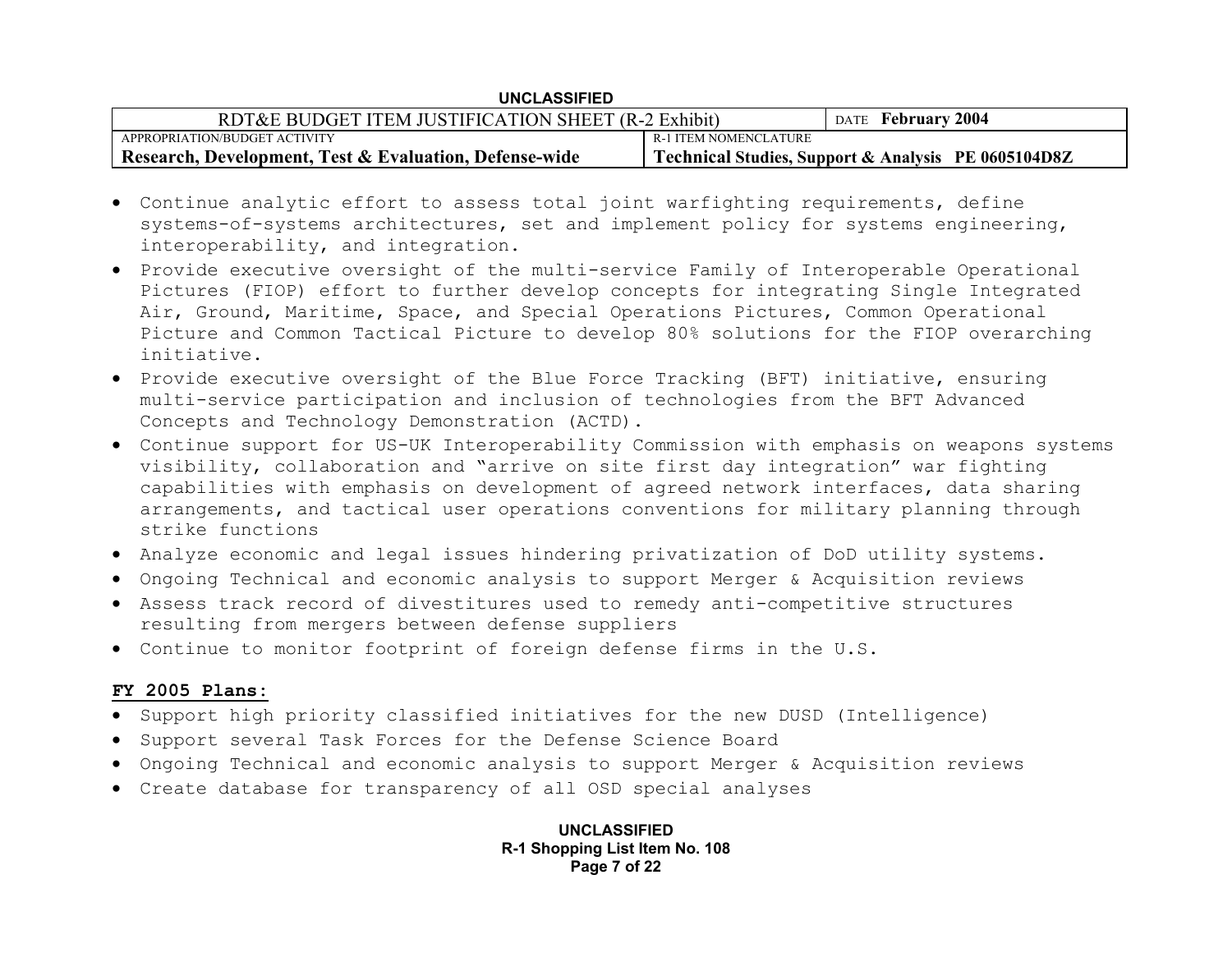- Continue analytic effort to assess total joint warfighting requirements, define systems-of-systems architectures, set and implement policy for systems engineering, interoperability, and integration.
- Provide executive oversight of the multi-service Family of Interoperable Operational Pictures (FIOP) effort to further develop concepts for integrating Single Integrated Air, Ground, Maritime, Space, and Special Operations Pictures, Common Operational Picture and Common Tactical Picture to develop 80% solutions for the FIOP overarching initiative.
- Provide executive oversight of the Blue Force Tracking (BFT) initiative, ensuring multi-service participation and inclusion of technologies from the BFT Advanced Concepts and Technology Demonstration (ACTD).
- Continue support for US-UK Interoperability Commission with emphasis on weapons systems visibility, collaboration and "arrive on site first day integration" war fighting capabilities with emphasis on development of agreed network interfaces, data sharing arrangements, and tactical user operations conventions for military planning through strike functions
- Analyze economic and legal issues hindering privatization of DoD utility systems.
- Ongoing Technical and economic analysis to support Merger & Acquisition reviews
- Assess track record of divestitures used to remedy anti-competitive structures resulting from mergers between defense suppliers
- Continue to monitor footprint of foreign defense firms in the U.S.

**FY 2005 Plans:**

- Support high priority classified initiatives for the new DUSD (Intelligence)
- Support several Task Forces for the Defense Science Board
- Ongoing Technical and economic analysis to support Merger & Acquisition reviews
- Create database for transparency of all OSD special analyses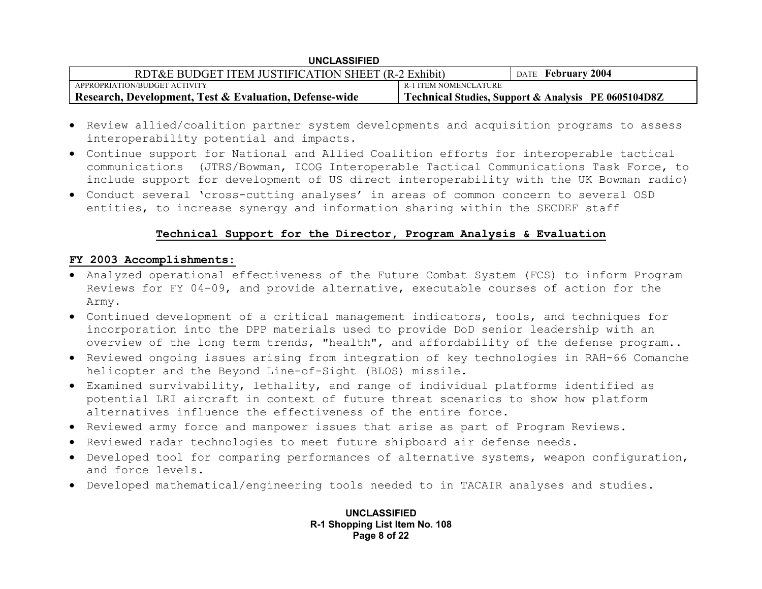- Review allied/coalition partner system developments and acquisition programs to assess interoperability potential and impacts.
- Continue support for National and Allied Coalition efforts for interoperable tactical communications (JTRS/Bowman, ICOG Interoperable Tactical Communications Task Force, to include support for development of US direct interoperability with the UK Bowman radio)
- Conduct several 'cross-cutting analyses' in areas of common concern to several OSD entities, to increase synergy and information sharing within the SECDEF staff

## Technical Support for the Director, Program Analysis & Evaluation

**FY 2003 Accomplishments:**

- Analyzed operational effectiveness of the Future Combat System (FCS) to inform Program Reviews for FY 04-09, and provide alternative, executable courses of action for the Army.
- Continued development of a critical management indicators, tools, and techniques for incorporation into the DPP materials used to provide DoD senior leadership with an overview of the long term trends, "health", and affordability of the defense program..
- Reviewed ongoing issues arising from integration of key technologies in RAH-66 Comanche helicopter and the Beyond Line-of-Sight (BLOS) missile.
- Examined survivability, lethality, and range of individual platforms identified as potential LRI aircraft in context of future threat scenarios to show how platform alternatives influence the effectiveness of the entire force.
- Reviewed army force and manpower issues that arise as part of Program Reviews.
- Reviewed radar technologies to meet future shipboard air defense needs.
- Developed tool for comparing performances of alternative systems, weapon configuration, and force levels.
- Developed mathematical/engineering tools needed to in TACAIR analyses and studies.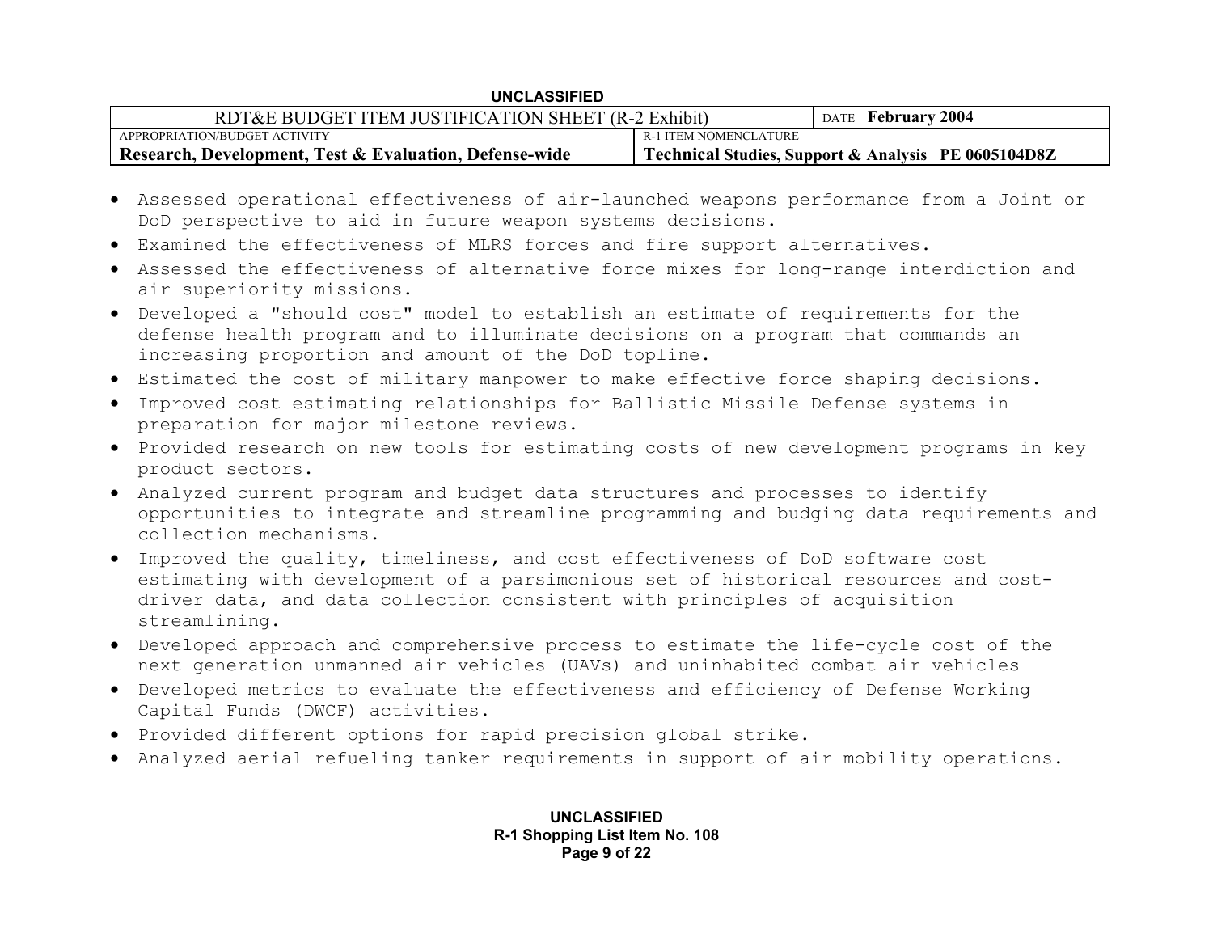- Assessed operational effectiveness of air-launched weapons performance from a Joint or DoD perspective to aid in future weapon systems decisions.
- Examined the effectiveness of MLRS forces and fire support alternatives.
- Assessed the effectiveness of alternative force mixes for long-range interdiction and air superiority missions.
- Developed a "should cost" model to establish an estimate of requirements for the defense health program and to illuminate decisions on a program that commands an increasing proportion and amount of the DoD topline.
- Estimated the cost of military manpower to make effective force shaping decisions.
- Improved cost estimating relationships for Ballistic Missile Defense systems in preparation for major milestone reviews.
- Provided research on new tools for estimating costs of new development programs in key product sectors.
- Analyzed current program and budget data structures and processes to identify opportunities to integrate and streamline programming and budging data requirements and collection mechanisms.
- Improved the quality, timeliness, and cost effectiveness of DoD software cost estimating with development of a parsimonious set of historical resources and cost-driver data, and data collection consistent with principles of acquisition streamlining.
- Developed approach and comprehensive process to estimate the life-cycle cost of the next generation unmanned air vehicles (UAVs) and uninhabited combat air vehicles
- Developed metrics to evaluate the effectiveness and efficiency of Defense Working Capital Funds (DWCF) activities.
- Provided different options for rapid precision global strike.
- Analyzed aerial refueling tanker requirements in support of air mobility operations.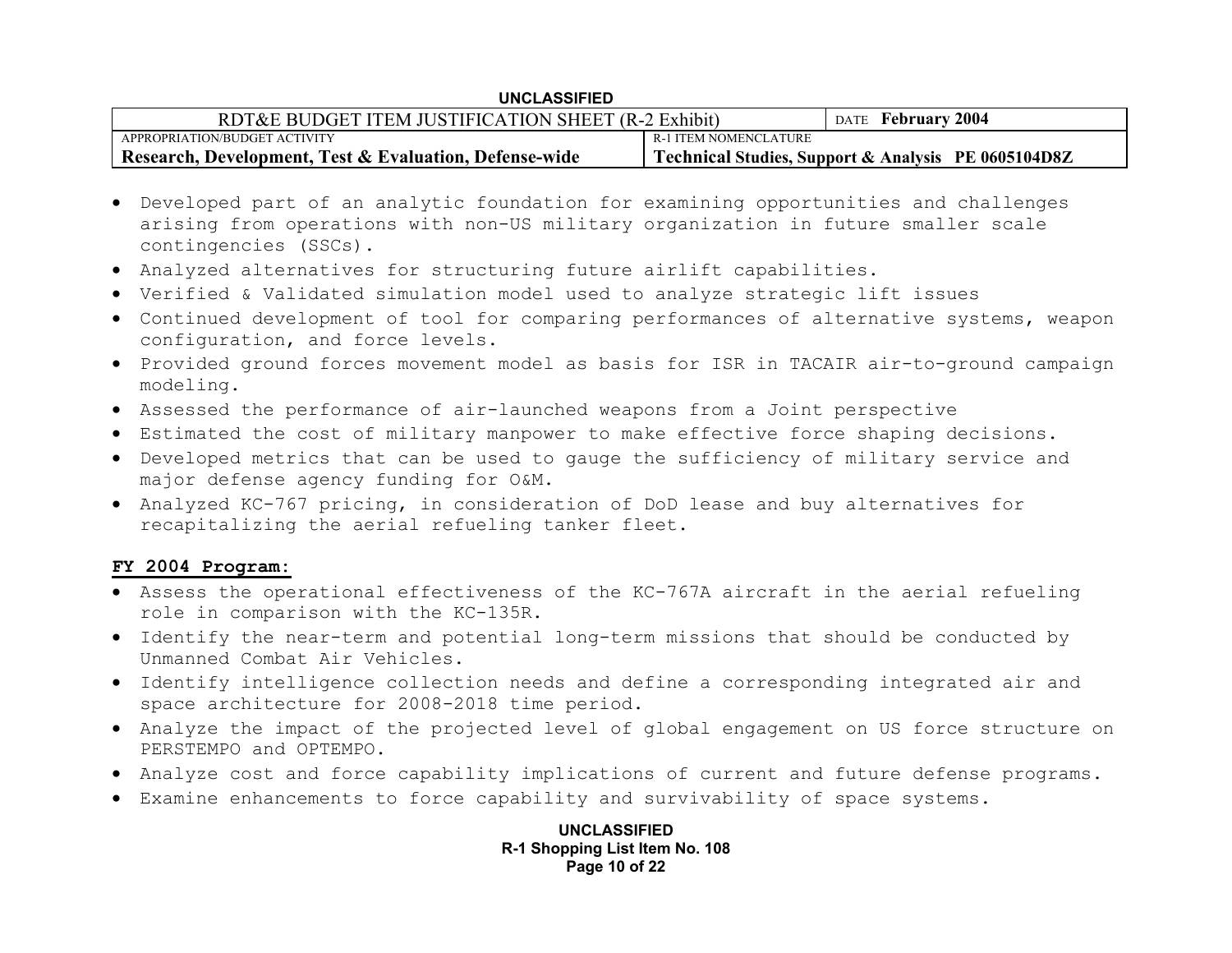- Developed part of an analytic foundation for examining opportunities and challenges arising from operations with non-US military organization in future smaller scale contingencies (SSCs).
- Analyzed alternatives for structuring future airlift capabilities.
- Verified & Validated simulation model used to analyze strategic lift issues
- Continued development of tool for comparing performances of alternative systems, weapon configuration, and force levels.
- Provided ground forces movement model as basis for ISR in TACAIR air-to-ground campaign modeling.
- Assessed the performance of air-launched weapons from a Joint perspective
- Estimated the cost of military manpower to make effective force shaping decisions.
- Developed metrics that can be used to gauge the sufficiency of military service and major defense agency funding for O&M.
- Analyzed KC-767 pricing, in consideration of DoD lease and buy alternatives for recapitalizing the aerial refueling tanker fleet.

**FY 2004 Program:**

- Assess the operational effectiveness of the KC-767A aircraft in the aerial refueling role in comparison with the KC-135R.
- Identify the near-term and potential long-term missions that should be conducted by Unmanned Combat Air Vehicles.
- Identify intelligence collection needs and define a corresponding integrated air and space architecture for 2008-2018 time period.
- Analyze the impact of the projected level of global engagement on US force structure on PERSTEMPO and OPTEMPO.
- Analyze cost and force capability implications of current and future defense programs.
- Examine enhancements to force capability and survivability of space systems.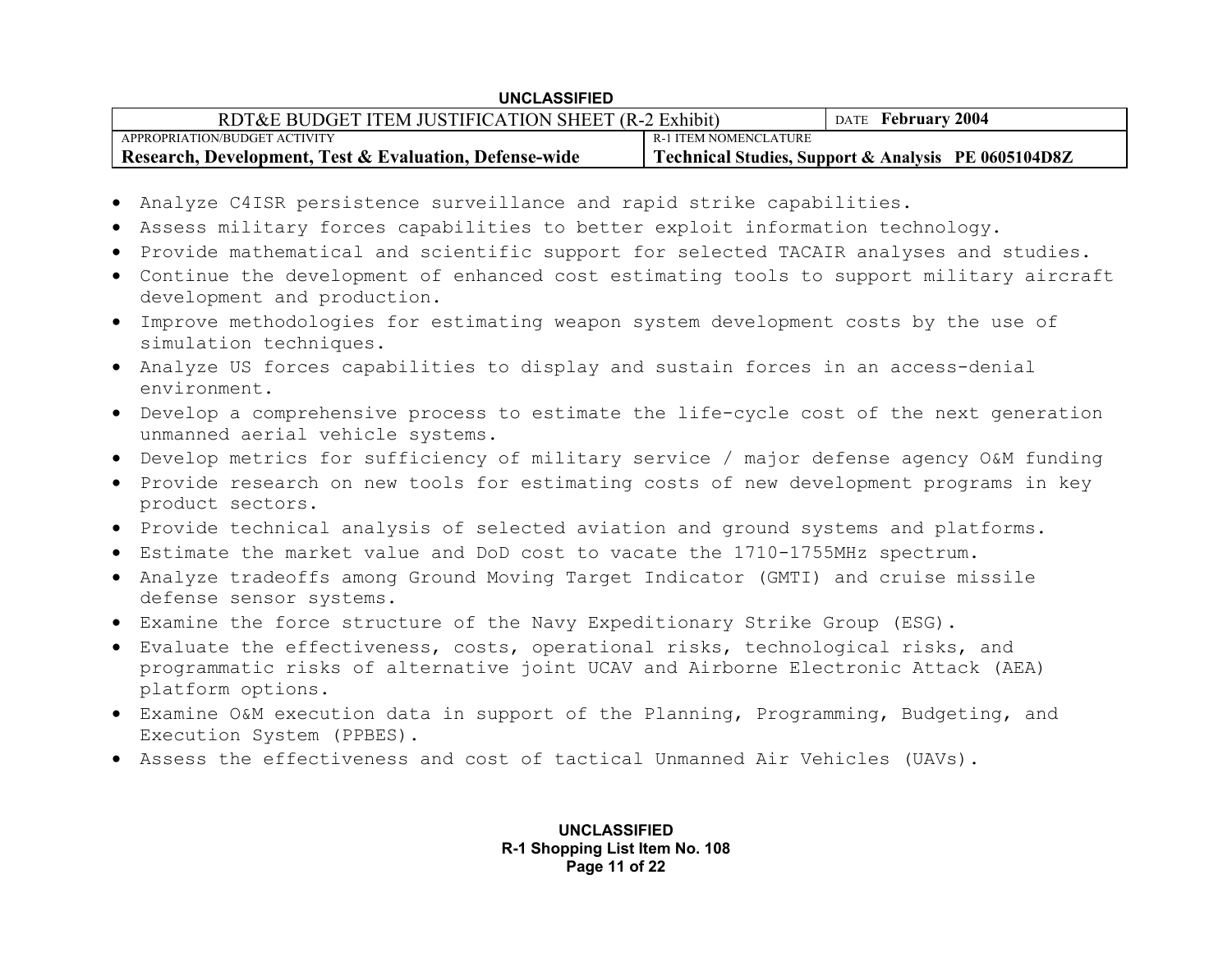- Analyze C4ISR persistence surveillance and rapid strike capabilities.
- Assess military forces capabilities to better exploit information technology.
- Provide mathematical and scientific support for selected TACAIR analyses and studies.
- Continue the development of enhanced cost estimating tools to support military aircraft development and production.
- Improve methodologies for estimating weapon system development costs by the use of simulation techniques.
- Analyze US forces capabilities to display and sustain forces in an access-denial environment.
- Develop a comprehensive process to estimate the life-cycle cost of the next generation unmanned aerial vehicle systems.
- Develop metrics for sufficiency of military service / major defense agency O&M funding
- Provide research on new tools for estimating costs of new development programs in key product sectors.
- Provide technical analysis of selected aviation and ground systems and platforms.
- Estimate the market value and DoD cost to vacate the 1710-1755MHz spectrum.
- Analyze tradeoffs among Ground Moving Target Indicator (GMTI) and cruise missile defense sensor systems.
- Examine the force structure of the Navy Expeditionary Strike Group (ESG).
- Evaluate the effectiveness, costs, operational risks, technological risks, and programmatic risks of alternative joint UCAV and Airborne Electronic Attack (AEA) platform options.
- Examine O&M execution data in support of the Planning, Programming, Budgeting, and Execution System (PPBES).
- Assess the effectiveness and cost of tactical Unmanned Air Vehicles (UAVs).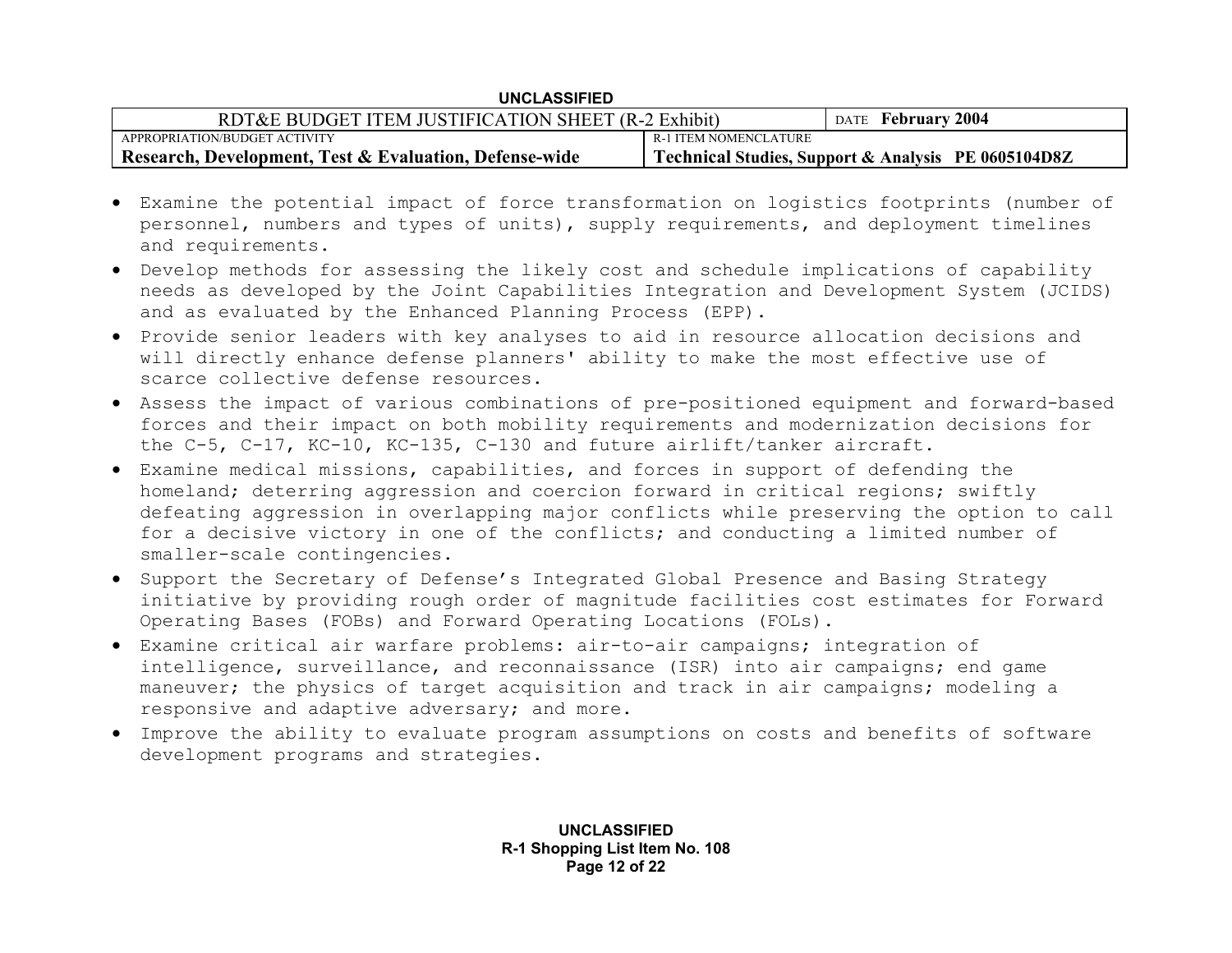- Examine the potential impact of force transformation on logistics footprints (number of personnel, numbers and types of units), supply requirements, and deployment timelines and requirements.
- Develop methods for assessing the likely cost and schedule implications of capability needs as developed by the Joint Capabilities Integration and Development System (JCIDS) and as evaluated by the Enhanced Planning Process (EPP).
- Provide senior leaders with key analyses to aid in resource allocation decisions and will directly enhance defense planners' ability to make the most effective use of scarce collective defense resources.
- Assess the impact of various combinations of pre-positioned equipment and forward-based forces and their impact on both mobility requirements and modernization decisions for the C-5, C-17, KC-10, KC-135, C-130 and future airlift/tanker aircraft.
- Examine medical missions, capabilities, and forces in support of defending the homeland; deterring aggression and coercion forward in critical regions; swiftly defeating aggression in overlapping major conflicts while preserving the option to call for a decisive victory in one of the conflicts; and conducting a limited number of smaller-scale contingencies.
- Support the Secretary of Defense's Integrated Global Presence and Basing Strategy initiative by providing rough order of magnitude facilities cost estimates for Forward Operating Bases (FOBs) and Forward Operating Locations (FOLs).
- Examine critical air warfare problems: air-to-air campaigns; integration of intelligence, surveillance, and reconnaissance (ISR) into air campaigns; end game maneuver; the physics of target acquisition and track in air campaigns; modeling a responsive and adaptive adversary; and more.
- Improve the ability to evaluate program assumptions on costs and benefits of software development programs and strategies.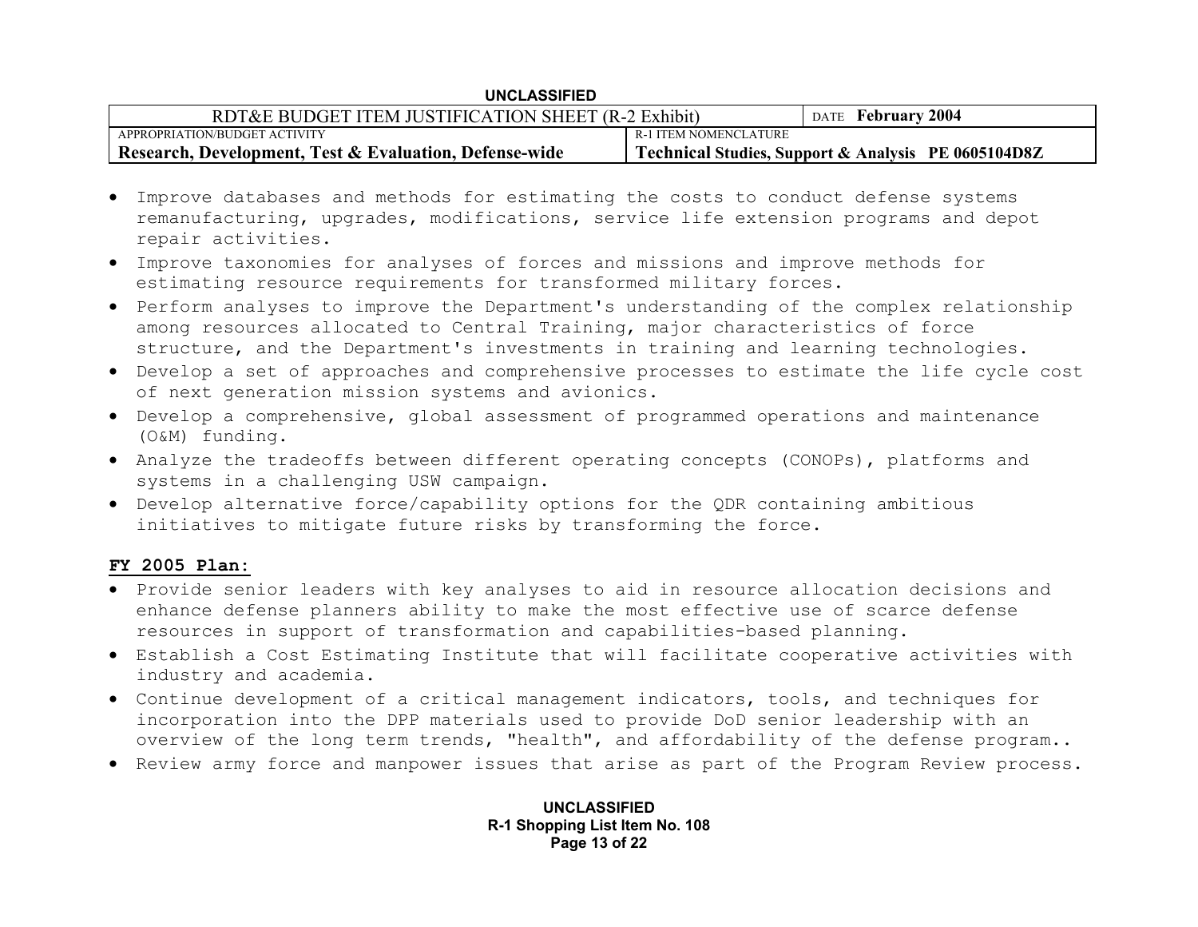- Improve databases and methods for estimating the costs to conduct defense systems remanufacturing, upgrades, modifications, service life extension programs and depot repair activities.
- Improve taxonomies for analyses of forces and missions and improve methods for estimating resource requirements for transformed military forces.
- Perform analyses to improve the Department's understanding of the complex relationship among resources allocated to Central Training, major characteristics of force structure, and the Department's investments in training and learning technologies.
- Develop a set of approaches and comprehensive processes to estimate the life cycle cost of next generation mission systems and avionics.
- Develop a comprehensive, global assessment of programmed operations and maintenance (O&M) funding.
- Analyze the tradeoffs between different operating concepts (CONOPs), platforms and systems in a challenging USW campaign.
- Develop alternative force/capability options for the QDR containing ambitious initiatives to mitigate future risks by transforming the force.

**FY 2005 Plan:**

- Provide senior leaders with key analyses to aid in resource allocation decisions and enhance defense planners ability to make the most effective use of scarce defense resources in support of transformation and capabilities-based planning.
- Establish a Cost Estimating Institute that will facilitate cooperative activities with industry and academia.
- Continue development of a critical management indicators, tools, and techniques for incorporation into the DPP materials used to provide DoD senior leadership with an overview of the long term trends, "health", and affordability of the defense program..
- Review army force and manpower issues that arise as part of the Program Review process.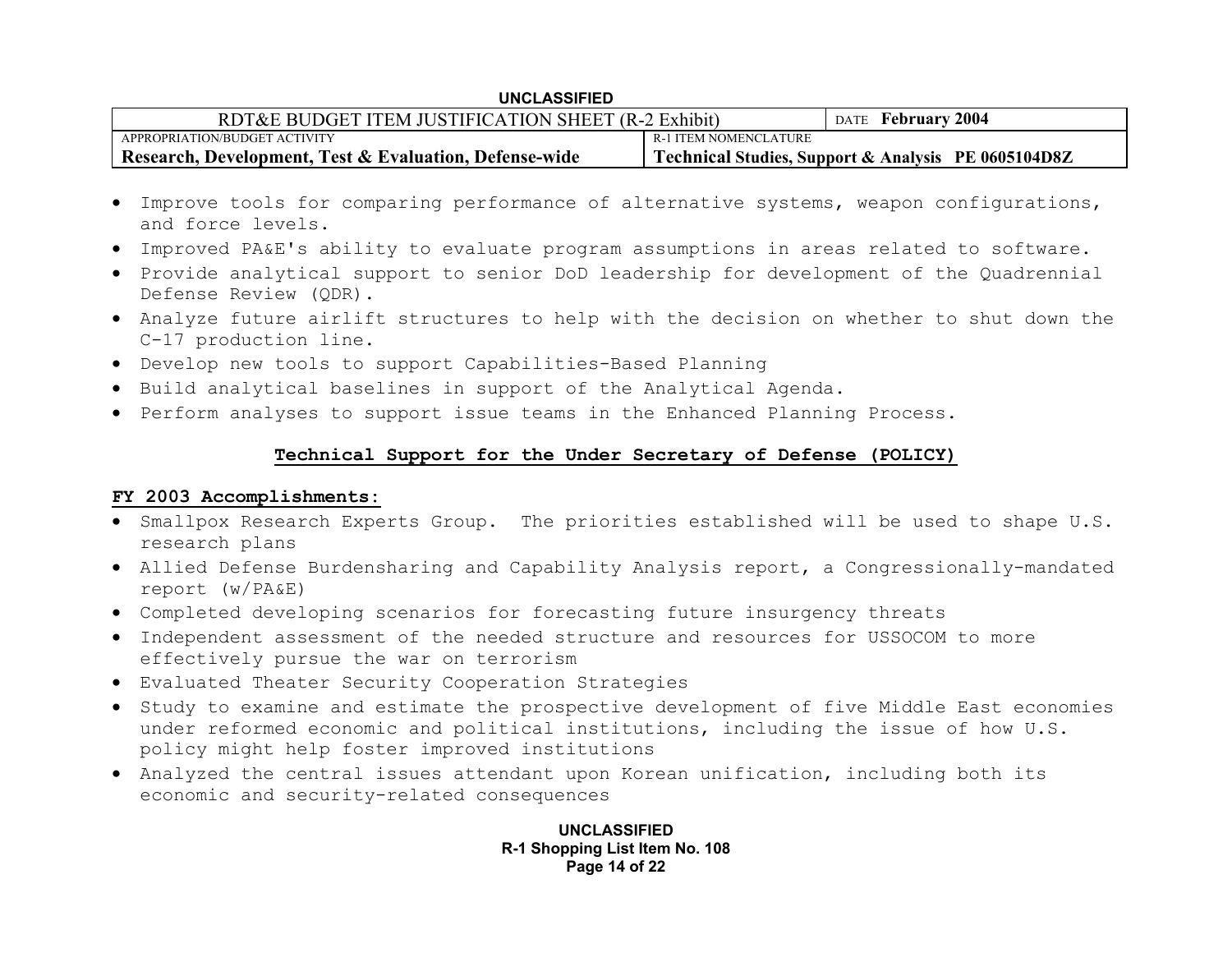- Improve tools for comparing performance of alternative systems, weapon configurations, and force levels.
- Improved PA&E's ability to evaluate program assumptions in areas related to software.
- Provide analytical support to senior DoD leadership for development of the Quadrennial Defense Review (QDR).
- Analyze future airlift structures to help with the decision on whether to shut down the C-17 production line.
- Develop new tools to support Capabilities-Based Planning
- Build analytical baselines in support of the Analytical Agenda.
- Perform analyses to support issue teams in the Enhanced Planning Process.

## Technical Support for the Under Secretary of Defense (POLICY)

**FY 2003 Accomplishments:**

- Smallpox Research Experts Group. The priorities established will be used to shape U.S. research plans
- Allied Defense Burdensharing and Capability Analysis report, a Congressionally-mandated report (w/PA&E)
- Completed developing scenarios for forecasting future insurgency threats
- Independent assessment of the needed structure and resources for USSOCOM to more effectively pursue the war on terrorism
- Evaluated Theater Security Cooperation Strategies
- Study to examine and estimate the prospective development of five Middle East economies under reformed economic and political institutions, including the issue of how U.S. policy might help foster improved institutions
- Analyzed the central issues attendant upon Korean unification, including both its economic and security-related consequences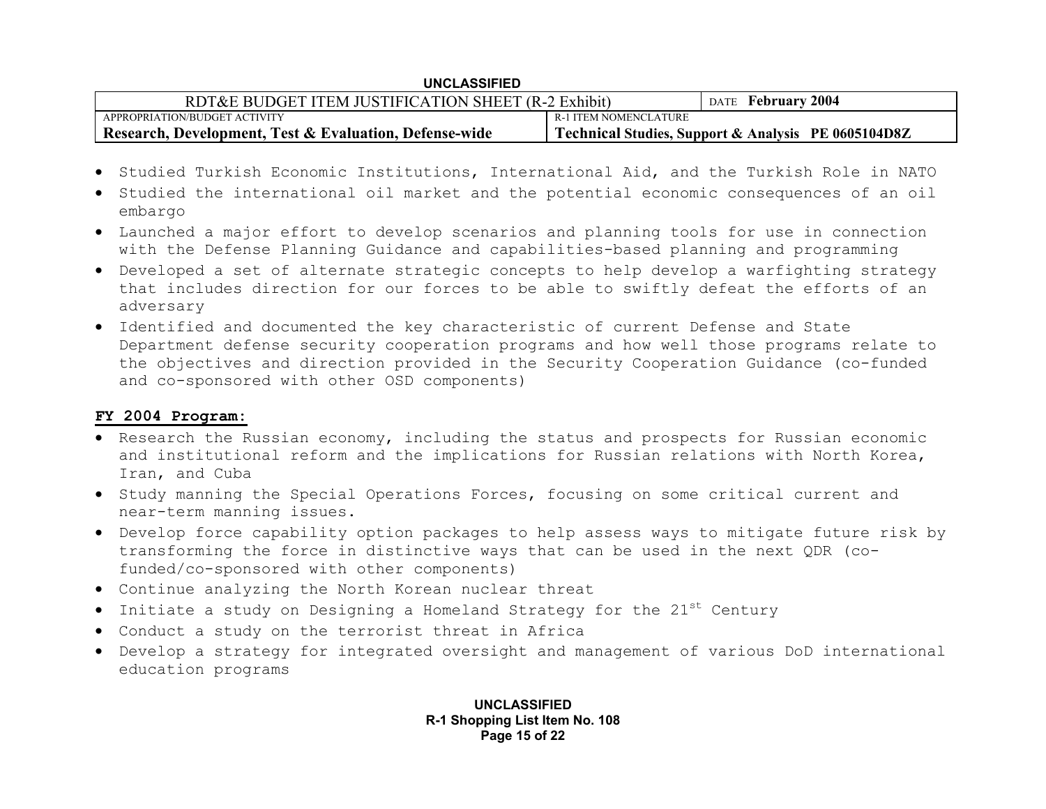- Studied Turkish Economic Institutions, International Aid, and the Turkish Role in NATO
- Studied the international oil market and the potential economic consequences of an oil embargo
- Launched a major effort to develop scenarios and planning tools for use in connection with the Defense Planning Guidance and capabilities-based planning and programming
- Developed a set of alternate strategic concepts to help develop a warfighting strategy that includes direction for our forces to be able to swiftly defeat the efforts of an adversary
- Identified and documented the key characteristic of current Defense and State Department defense security cooperation programs and how well those programs relate to the objectives and direction provided in the Security Cooperation Guidance (co-funded and co-sponsored with other OSD components)

**FY 2004 Program:**

- Research the Russian economy, including the status and prospects for Russian economic and institutional reform and the implications for Russian relations with North Korea, Iran, and Cuba
- Study manning the Special Operations Forces, focusing on some critical current and near-term manning issues.
- Develop force capability option packages to help assess ways to mitigate future risk by transforming the force in distinctive ways that can be used in the next QDR (co-funded/co-sponsored with other components)
- Continue analyzing the North Korean nuclear threat
- Initiate a study on Designing a Homeland Strategy for the 21st Century
- Conduct a study on the terrorist threat in Africa
- Develop a strategy for integrated oversight and management of various DoD international education programs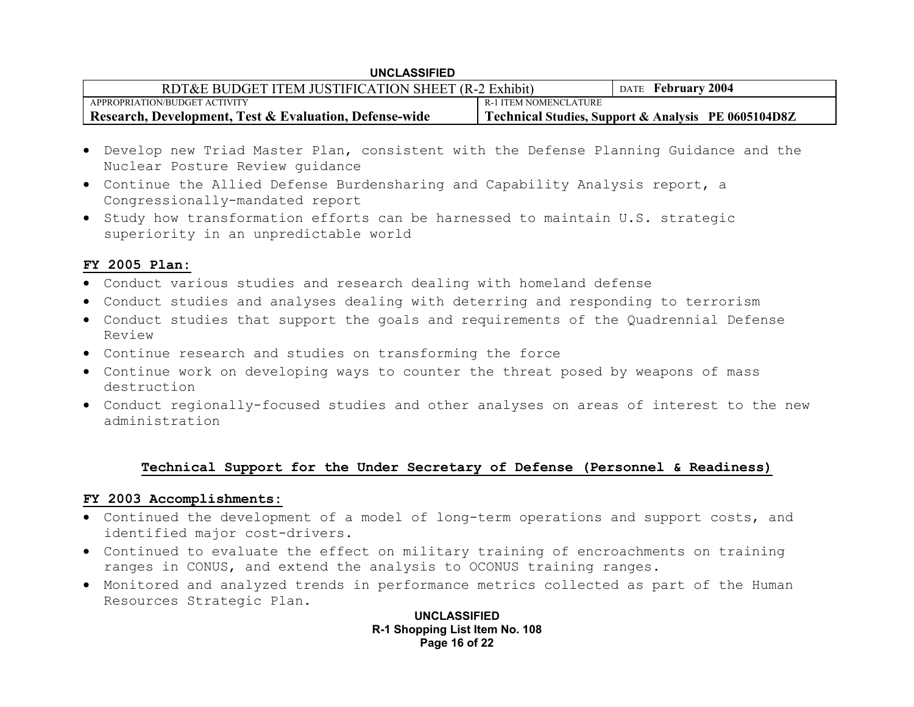- Develop new Triad Master Plan, consistent with the Defense Planning Guidance and the Nuclear Posture Review guidance
- Continue the Allied Defense Burdensharing and Capability Analysis report, a Congressionally-mandated report
- Study how transformation efforts can be harnessed to maintain U.S. strategic superiority in an unpredictable world

**FY 2005 Plan:**

- Conduct various studies and research dealing with homeland defense
- Conduct studies and analyses dealing with deterring and responding to terrorism
- Conduct studies that support the goals and requirements of the Quadrennial Defense Review
- Continue research and studies on transforming the force
- Continue work on developing ways to counter the threat posed by weapons of mass destruction
- Conduct regionally-focused studies and other analyses on areas of interest to the new administration

## Technical Support for the Under Secretary of Defense (Personnel & Readiness)

**FY 2003 Accomplishments:**

- Continued the development of a model of long-term operations and support costs, and identified major cost-drivers.
- Continued to evaluate the effect on military training of encroachments on training ranges in CONUS, and extend the analysis to OCONUS training ranges.
- Monitored and analyzed trends in performance metrics collected as part of the Human Resources Strategic Plan.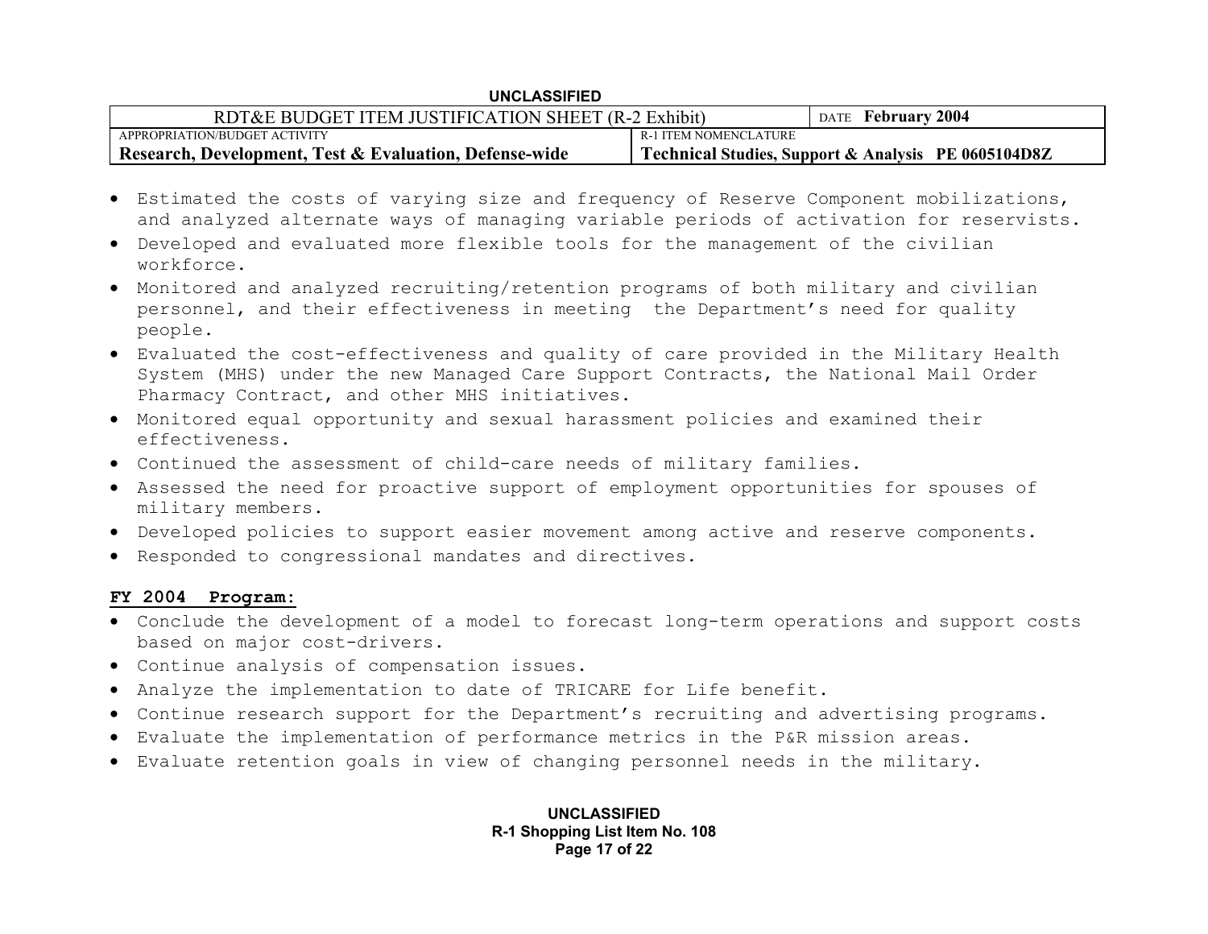- Estimated the costs of varying size and frequency of Reserve Component mobilizations, and analyzed alternate ways of managing variable periods of activation for reservists.
- Developed and evaluated more flexible tools for the management of the civilian workforce.
- Monitored and analyzed recruiting/retention programs of both military and civilian personnel, and their effectiveness in meeting the Department's need for quality people.
- Evaluated the cost-effectiveness and quality of care provided in the Military Health System (MHS) under the new Managed Care Support Contracts, the National Mail Order Pharmacy Contract, and other MHS initiatives.
- Monitored equal opportunity and sexual harassment policies and examined their effectiveness.
- Continued the assessment of child-care needs of military families.
- Assessed the need for proactive support of employment opportunities for spouses of military members.
- Developed policies to support easier movement among active and reserve components.
- Responded to congressional mandates and directives.

**FY 2004 Program:**

- Conclude the development of a model to forecast long-term operations and support costs based on major cost-drivers.
- Continue analysis of compensation issues.
- Analyze the implementation to date of TRICARE for Life benefit.
- Continue research support for the Department's recruiting and advertising programs.
- Evaluate the implementation of performance metrics in the P&R mission areas.
- Evaluate retention goals in view of changing personnel needs in the military.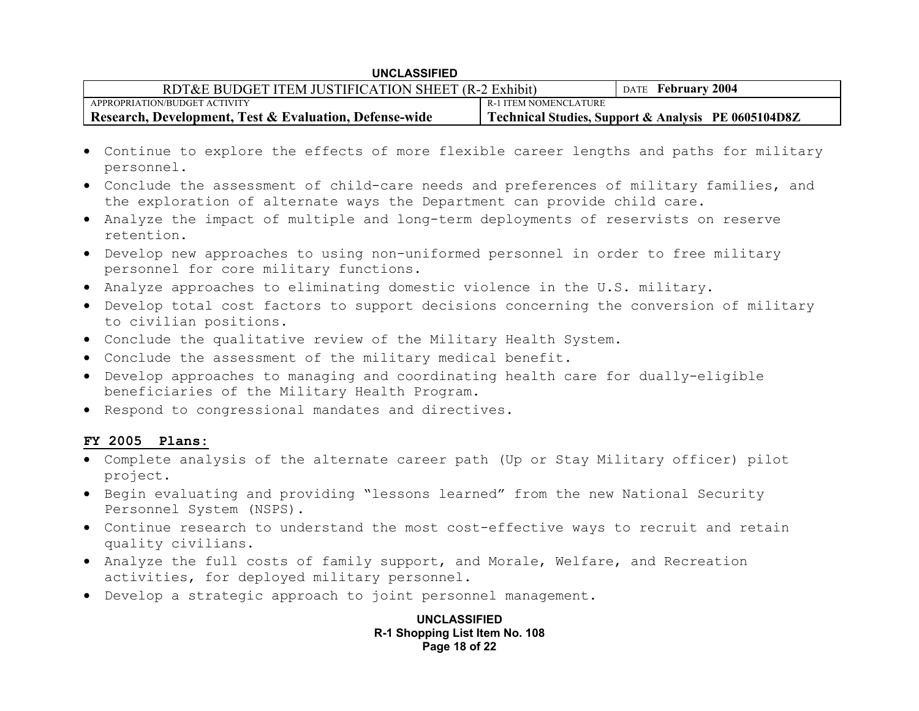- Continue to explore the effects of more flexible career lengths and paths for military personnel.
- Conclude the assessment of child-care needs and preferences of military families, and the exploration of alternate ways the Department can provide child care.
- Analyze the impact of multiple and long-term deployments of reservists on reserve retention.
- Develop new approaches to using non-uniformed personnel in order to free military personnel for core military functions.
- Analyze approaches to eliminating domestic violence in the U.S. military.
- Develop total cost factors to support decisions concerning the conversion of military to civilian positions.
- Conclude the qualitative review of the Military Health System.
- Conclude the assessment of the military medical benefit.
- Develop approaches to managing and coordinating health care for dually-eligible beneficiaries of the Military Health Program.
- Respond to congressional mandates and directives.

**FY 2005 Plans:**

- Complete analysis of the alternate career path (Up or Stay Military officer) pilot project.
- Begin evaluating and providing “lessons learned” from the new National Security Personnel System (NSPS).
- Continue research to understand the most cost-effective ways to recruit and retain quality civilians.
- Analyze the full costs of family support, and Morale, Welfare, and Recreation activities, for deployed military personnel.
- Develop a strategic approach to joint personnel management.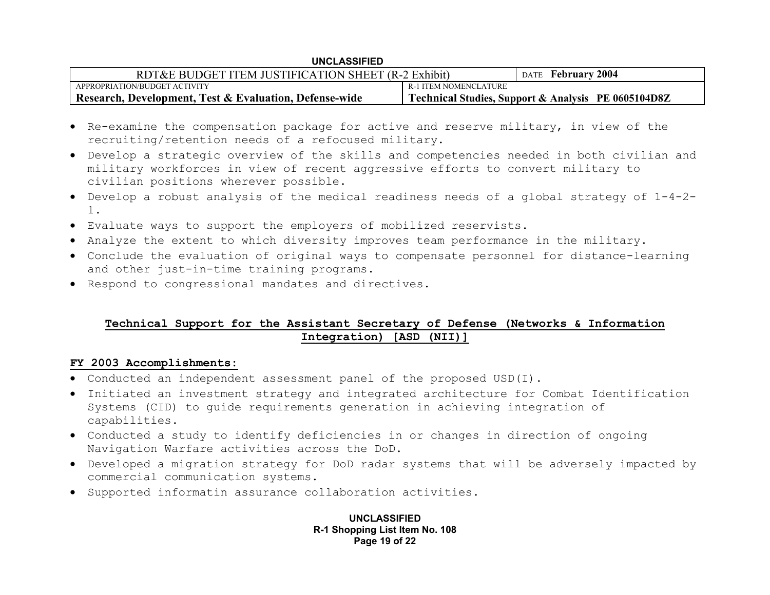- Re-examine the compensation package for active and reserve military, in view of the recruiting/retention needs of a refocused military.
- Develop a strategic overview of the skills and competencies needed in both civilian and military workforces in view of recent aggressive efforts to convert military to civilian positions wherever possible.
- Develop a robust analysis of the medical readiness needs of a global strategy of 1-4-2-1.
- Evaluate ways to support the employers of mobilized reservists.
- Analyze the extent to which diversity improves team performance in the military.
- Conclude the evaluation of original ways to compensate personnel for distance-learning and other just-in-time training programs.
- Respond to congressional mandates and directives.

## Technical Support for the Assistant Secretary of Defense (Networks & Information Integration) [ASD (NII)]

**FY 2003 Accomplishments:**

- Conducted an independent assessment panel of the proposed USD(I).
- Initiated an investment strategy and integrated architecture for Combat Identification Systems (CID) to guide requirements generation in achieving integration of capabilities.
- Conducted a study to identify deficiencies in or changes in direction of ongoing Navigation Warfare activities across the DoD.
- Developed a migration strategy for DoD radar systems that will be adversely impacted by commercial communication systems.
- Supported informatin assurance collaboration activities.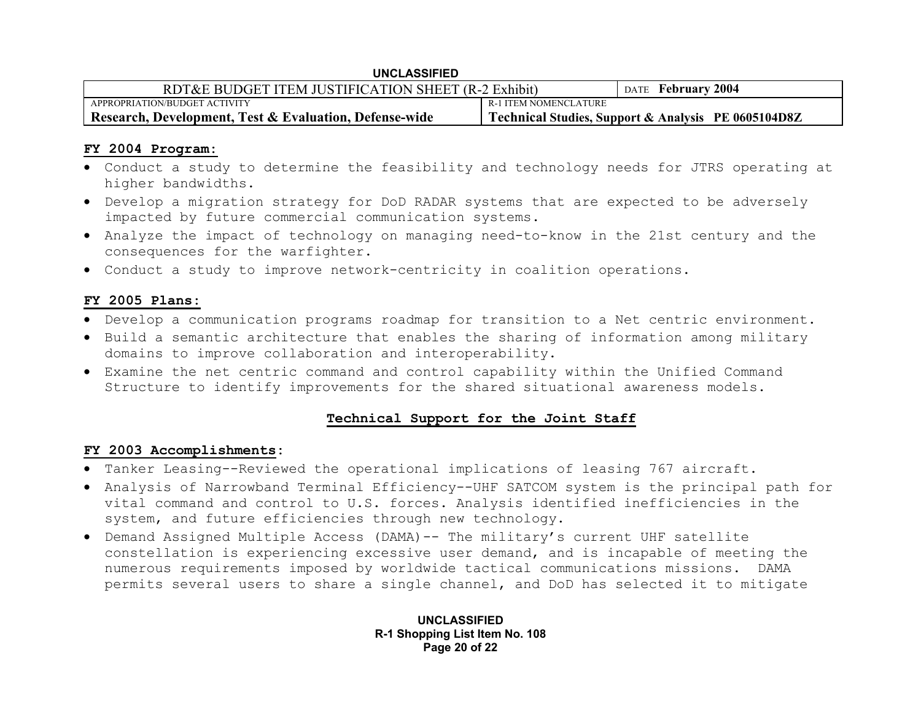**FY 2004 Program:**

- Conduct a study to determine the feasibility and technology needs for JTRS operating at higher bandwidths.
- Develop a migration strategy for DoD RADAR systems that are expected to be adversely impacted by future commercial communication systems.
- Analyze the impact of technology on managing need-to-know in the 21st century and the consequences for the warfighter.
- Conduct a study to improve network-centricity in coalition operations.

**FY 2005 Plans:**

- Develop a communication programs roadmap for transition to a Net centric environment.
- Build a semantic architecture that enables the sharing of information among military domains to improve collaboration and interoperability.
- Examine the net centric command and control capability within the Unified Command Structure to identify improvements for the shared situational awareness models.

## Technical Support for the Joint Staff

**FY 2003 Accomplishments:**

- Tanker Leasing--Reviewed the operational implications of leasing 767 aircraft.
- Analysis of Narrowband Terminal Efficiency--UHF SATCOM system is the principal path for vital command and control to U.S. forces. Analysis identified inefficiencies in the system, and future efficiencies through new technology.
- Demand Assigned Multiple Access (DAMA)-- The military's current UHF satellite constellation is experiencing excessive user demand, and is incapable of meeting the numerous requirements imposed by worldwide tactical communications missions. DAMA permits several users to share a single channel, and DoD has selected it to mitigate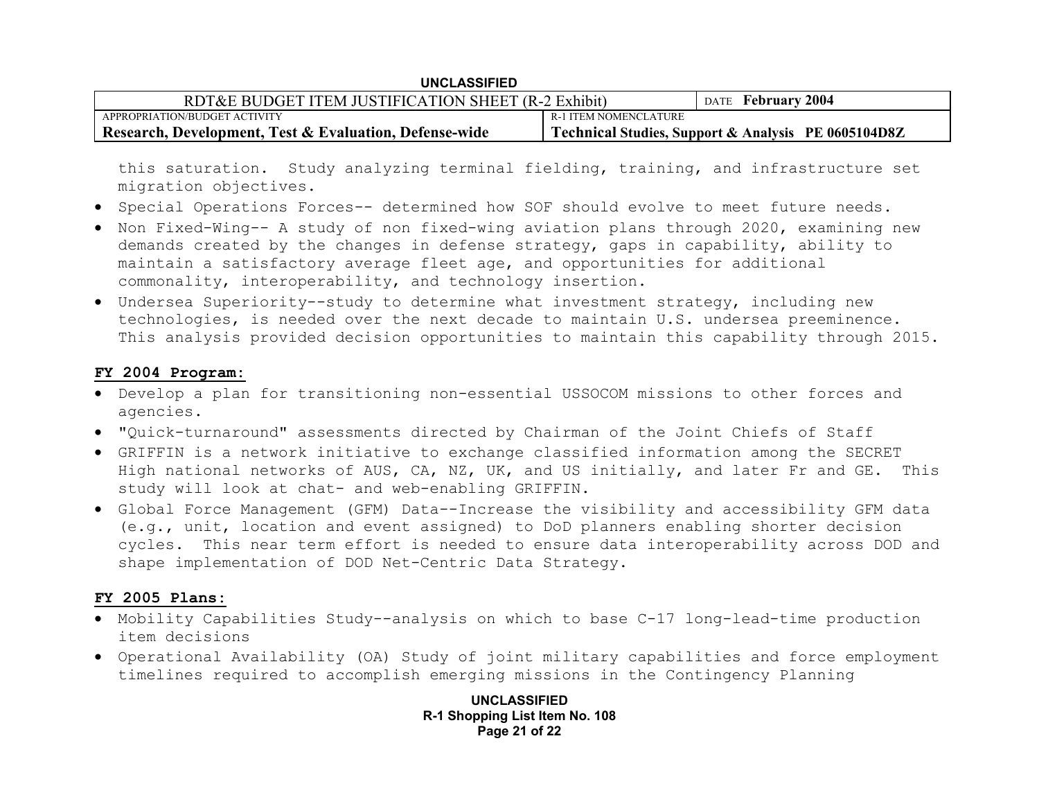this saturation. Study analyzing terminal fielding, training, and infrastructure set migration objectives.

- Special Operations Forces-- determined how SOF should evolve to meet future needs.
- Non Fixed-Wing-- A study of non fixed-wing aviation plans through 2020, examining new demands created by the changes in defense strategy, gaps in capability, ability to maintain a satisfactory average fleet age, and opportunities for additional commonality, interoperability, and technology insertion.
- Undersea Superiority--study to determine what investment strategy, including new technologies, is needed over the next decade to maintain U.S. undersea preeminence. This analysis provided decision opportunities to maintain this capability through 2015.

**FY 2004 Program:**

- Develop a plan for transitioning non-essential USSOCOM missions to other forces and agencies.
- "Quick-turnaround" assessments directed by Chairman of the Joint Chiefs of Staff
- GRIFFIN is a network initiative to exchange classified information among the SECRET High national networks of AUS, CA, NZ, UK, and US initially, and later Fr and GE. This study will look at chat- and web-enabling GRIFFIN.
- Global Force Management (GFM) Data--Increase the visibility and accessibility GFM data (e.g., unit, location and event assigned) to DoD planners enabling shorter decision cycles. This near term effort is needed to ensure data interoperability across DOD and shape implementation of DOD Net-Centric Data Strategy.

**FY 2005 Plans:**

- Mobility Capabilities Study--analysis on which to base C-17 long-lead-time production item decisions
- Operational Availability (OA) Study of joint military capabilities and force employment timelines required to accomplish emerging missions in the Contingency Planning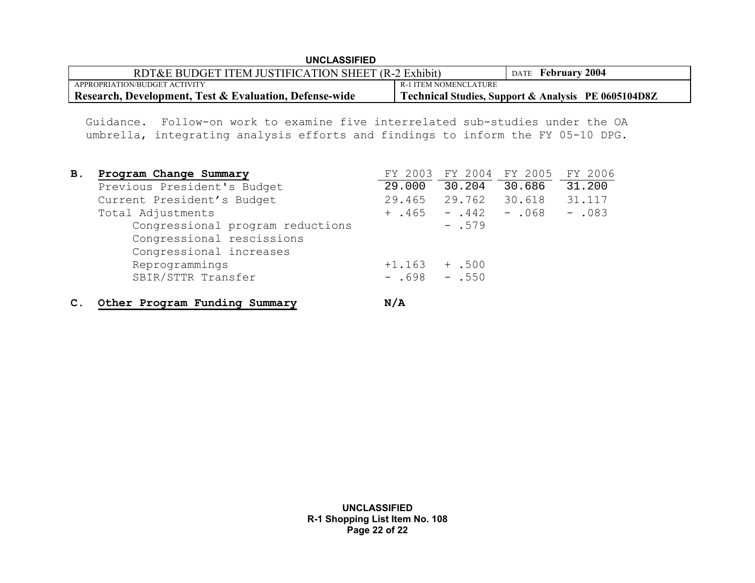| RDT&E BUDGET ITEM JUSTIFICATION SHEET (R-2 Exhibit) | DATE **February 2004** |
| --- | --- |
| APPROPRIATION/BUDGET ACTIVITY<br>**Research, Development, Test & Evaluation, Defense-wide** | R-1 ITEM NOMENCLATURE<br>**Technical Studies, Support & Analysis PE 0605104D8Z** |

Guidance. Follow-on work to examine five interrelated sub-studies under the OA umbrella, integrating analysis efforts and findings to inform the FY 05-10 DPG.

**B. Program Change Summary**

| Program Change Summary | FY 2003 | FY 2004 | FY 2005 | FY 2006 |
| --- | --- | --- | --- | --- |
| Previous President's Budget | 29.000 | 30.204 | 30.686 | 31.200 |
| Current President's Budget | 29.465 | 29.762 | 30.618 | 31.117 |
| Total Adjustments | + .465 | - .442 | - .068 | - .083 |
| Congressional program reductions | | - .579 | | |
| Congressional rescissions | | | | |
| Congressional increases | | | | |
| Reprogrammings | +1.163 | + .500 | | |
| SBIR/STTR Transfer | - .698 | - .550 | | |

**C. Other Program Funding Summary** **N/A**